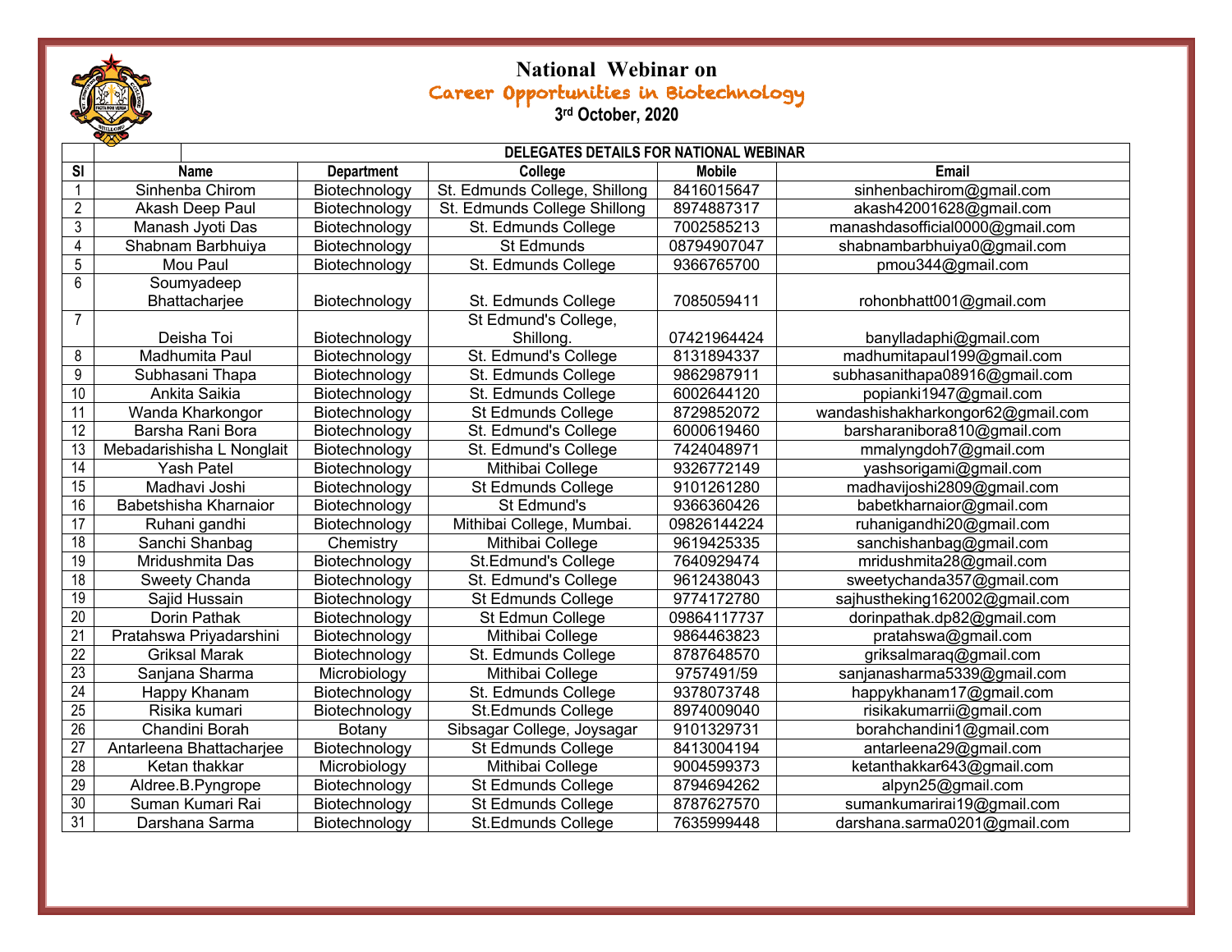# National Webinar on

## Career Opportunities in Biotechnology

**3rd October, 2020**

| | | DELEGATES DETAILS FOR NATIONAL WEBINAR | | | | |
|---|---|---|---|---|---|---|
| **Sl** | **Name** | **Department** | **College** | **Mobile** | **Email** |
| 1 | Sinhenba Chirom | Biotechnology | St. Edmunds College, Shillong | 8416015647 | sinhenbachirom@gmail.com |
| 2 | Akash Deep Paul | Biotechnology | St. Edmunds College Shillong | 8974887317 | akash42001628@gmail.com |
| 3 | Manash Jyoti Das | Biotechnology | St. Edmunds College | 7002585213 | manashdasofficial0000@gmail.com |
| 4 | Shabnam Barbhuiya | Biotechnology | St Edmunds | 08794907047 | shabnambarbhuiya0@gmail.com |
| 5 | Mou Paul | Biotechnology | St. Edmunds College | 9366765700 | pmou344@gmail.com |
| 6 | Soumyadeep Bhattacharjee | Biotechnology | St. Edmunds College | 7085059411 | rohonbhatt001@gmail.com |
| 7 | Deisha Toi | Biotechnology | St Edmund's College, Shillong. | 07421964424 | banylladaphi@gmail.com |
| 8 | Madhumita Paul | Biotechnology | St. Edmund's College | 8131894337 | madhumitapaul199@gmail.com |
| 9 | Subhasani Thapa | Biotechnology | St. Edmunds College | 9862987911 | subhasanithapa08916@gmail.com |
| 10 | Ankita Saikia | Biotechnology | St. Edmunds College | 6002644120 | popianki1947@gmail.com |
| 11 | Wanda Kharkongor | Biotechnology | St Edmunds College | 8729852072 | wandashishakharkongor62@gmail.com |
| 12 | Barsha Rani Bora | Biotechnology | St. Edmund's College | 6000619460 | barsharanibora810@gmail.com |
| 13 | Mebadarishisha L Nonglait | Biotechnology | St. Edmund's College | 7424048971 | mmalyngdoh7@gmail.com |
| 14 | Yash Patel | Biotechnology | Mithibai College | 9326772149 | yashsorigami@gmail.com |
| 15 | Madhavi Joshi | Biotechnology | St Edmunds College | 9101261280 | madhavijoshi2809@gmail.com |
| 16 | Babetshisha Kharnaior | Biotechnology | St Edmund's | 9366360426 | babetkharnaior@gmail.com |
| 17 | Ruhani gandhi | Biotechnology | Mithibai College, Mumbai. | 09826144224 | ruhanigandhi20@gmail.com |
| 18 | Sanchi Shanbag | Chemistry | Mithibai College | 9619425335 | sanchishanbag@gmail.com |
| 19 | Mridushmita Das | Biotechnology | St.Edmund's College | 7640929474 | mridushmita28@gmail.com |
| 18 | Sweety Chanda | Biotechnology | St. Edmund's College | 9612438043 | sweetychanda357@gmail.com |
| 19 | Sajid Hussain | Biotechnology | St Edmunds College | 9774172780 | sajhustheking162002@gmail.com |
| 20 | Dorin Pathak | Biotechnology | St Edmun College | 09864117737 | dorinpathak.dp82@gmail.com |
| 21 | Pratahswa Priyadarshini | Biotechnology | Mithibai College | 9864463823 | pratahswa@gmail.com |
| 22 | Griksal Marak | Biotechnology | St. Edmunds College | 8787648570 | griksalmaraq@gmail.com |
| 23 | Sanjana Sharma | Microbiology | Mithibai College | 9757491/59 | sanjanasharma5339@gmail.com |
| 24 | Happy Khanam | Biotechnology | St. Edmunds College | 9378073748 | happykhanam17@gmail.com |
| 25 | Risika kumari | Biotechnology | St.Edmunds College | 8974009040 | risikakumarrii@gmail.com |
| 26 | Chandini Borah | Botany | Sibsagar College, Joysagar | 9101329731 | borahchandini1@gmail.com |
| 27 | Antarleena Bhattacharjee | Biotechnology | St Edmunds College | 8413004194 | antarleena29@gmail.com |
| 28 | Ketan thakkar | Microbiology | Mithibai College | 9004599373 | ketanthakkar643@gmail.com |
| 29 | Aldree.B.Pyngrope | Biotechnology | St Edmunds College | 8794694262 | alpyn25@gmail.com |
| 30 | Suman Kumari Rai | Biotechnology | St Edmunds College | 8787627570 | sumankumarirai19@gmail.com |
| 31 | Darshana Sarma | Biotechnology | St.Edmunds College | 7635999448 | darshana.sarma0201@gmail.com |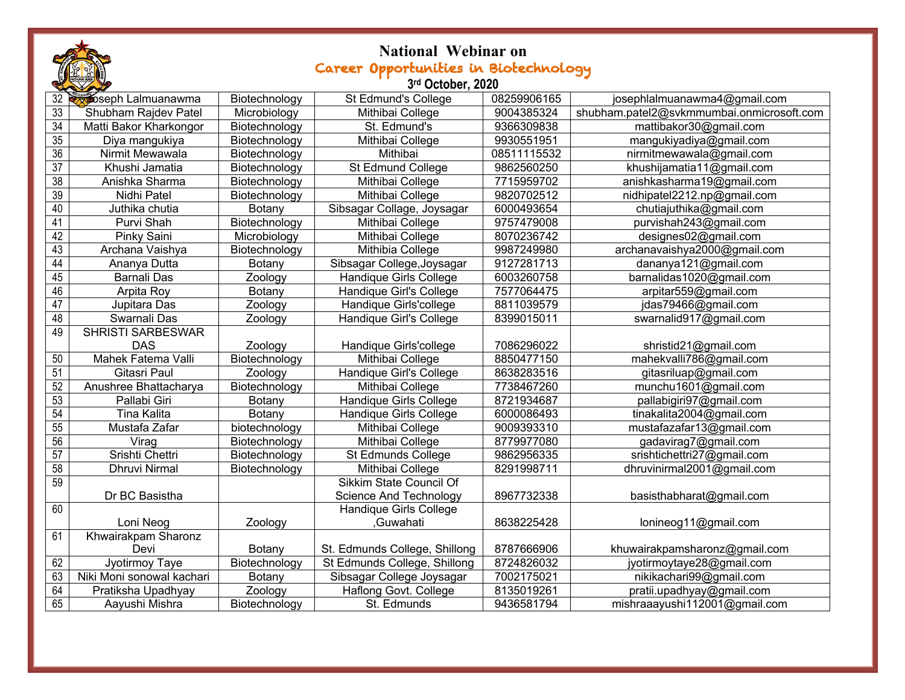# National Webinar on

## Career Opportunities in Biotechnology

### 3rd October, 2020

| | | | | | |
|---|---|---|---|---|---|
| 32 | Joseph Lalmuanawma | Biotechnology | St Edmund's College | 08259906165 | josephlalmuanawma4@gmail.com |
| 33 | Shubham Rajdev Patel | Microbiology | Mithibai College | 9004385324 | shubham.patel2@svkmmumbai.onmicrosoft.com |
| 34 | Matti Bakor Kharkongor | Biotechnology | St. Edmund's | 9366309838 | mattibakor30@gmail.com |
| 35 | Diya mangukiya | Biotechnology | Mithibai College | 9930551951 | mangukiyadiya@gmail.com |
| 36 | Nirmit Mewawala | Biotechnology | Mithibai | 08511115532 | nirmitmewawala@gmail.com |
| 37 | Khushi Jamatia | Biotechnology | St Edmund College | 9862560250 | khushijamatia11@gmail.com |
| 38 | Anishka Sharma | Biotechnology | Mithibai College | 7715959702 | anishkasharma19@gmail.com |
| 39 | Nidhi Patel | Biotechnology | Mithibai College | 9820702512 | nidhipatel2212.np@gmail.com |
| 40 | Juthika chutia | Botany | Sibsagar Collage, Joysagar | 6000493654 | chutiajuthika@gmail.com |
| 41 | Purvi Shah | Biotechnology | Mithibai College | 9757479008 | purvishah243@gmail.com |
| 42 | Pinky Saini | Microbiology | Mithibai College | 8070236742 | designes02@gmail.com |
| 43 | Archana Vaishya | Biotechnology | Mithibia College | 9987249980 | archanavaishya2000@gmail.com |
| 44 | Ananya Dutta | Botany | Sibsagar College,Joysagar | 9127281713 | dananya121@gmail.com |
| 45 | Barnali Das | Zoology | Handique Girls College | 6003260758 | barnalidas1020@gmail.com |
| 46 | Arpita Roy | Botany | Handique Girl's College | 7577064475 | arpitar559@gmail.com |
| 47 | Jupitara Das | Zoology | Handique Girls'college | 8811039579 | jdas79466@gmail.com |
| 48 | Swarnali Das | Zoology | Handique Girl's College | 8399015011 | swarnalid917@gmail.com |
| 49 | SHRISTI SARBESWAR DAS | Zoology | Handique Girls'college | 7086296022 | shristid21@gmail.com |
| 50 | Mahek Fatema Valli | Biotechnology | Mithibai College | 8850477150 | mahekvalli786@gmail.com |
| 51 | Gitasri Paul | Zoology | Handique Girl's College | 8638283516 | gitasriluap@gmail.com |
| 52 | Anushree Bhattacharya | Biotechnology | Mithibai College | 7738467260 | munchu1601@gmail.com |
| 53 | Pallabi Giri | Botany | Handique Girls College | 8721934687 | pallabigiri97@gmail.com |
| 54 | Tina Kalita | Botany | Handique Girls College | 6000086493 | tinakalita2004@gmail.com |
| 55 | Mustafa Zafar | biotechnology | Mithibai College | 9009393310 | mustafazafar13@gmail.com |
| 56 | Virag | Biotechnology | Mithibai College | 8779977080 | gadavirag7@gmail.com |
| 57 | Srishti Chettri | Biotechnology | St Edmunds College | 9862956335 | srishtichettri27@gmail.com |
| 58 | Dhruvi Nirmal | Biotechnology | Mithibai College | 8291998711 | dhruvinirmal2001@gmail.com |
| 59 | Dr BC Basistha | | Sikkim State Council Of Science And Technology | 8967732338 | basisthabharat@gmail.com |
| 60 | Loni Neog | Zoology | Handique Girls College ,Guwahati | 8638225428 | lonineog11@gmail.com |
| 61 | Khwairakpam Sharonz Devi | Botany | St. Edmunds College, Shillong | 8787666906 | khuwairakpamsharonz@gmail.com |
| 62 | Jyotirmoy Taye | Biotechnology | St Edmunds College, Shillong | 8724826032 | jyotirmoytaye28@gmail.com |
| 63 | Niki Moni sonowal kachari | Botany | Sibsagar College Joysagar | 7002175021 | nikikachari99@gmail.com |
| 64 | Pratiksha Upadhyay | Zoology | Haflong Govt. College | 8135019261 | pratii.upadhyay@gmail.com |
| 65 | Aayushi Mishra | Biotechnology | St. Edmunds | 9436581794 | mishraaayushi112001@gmail.com |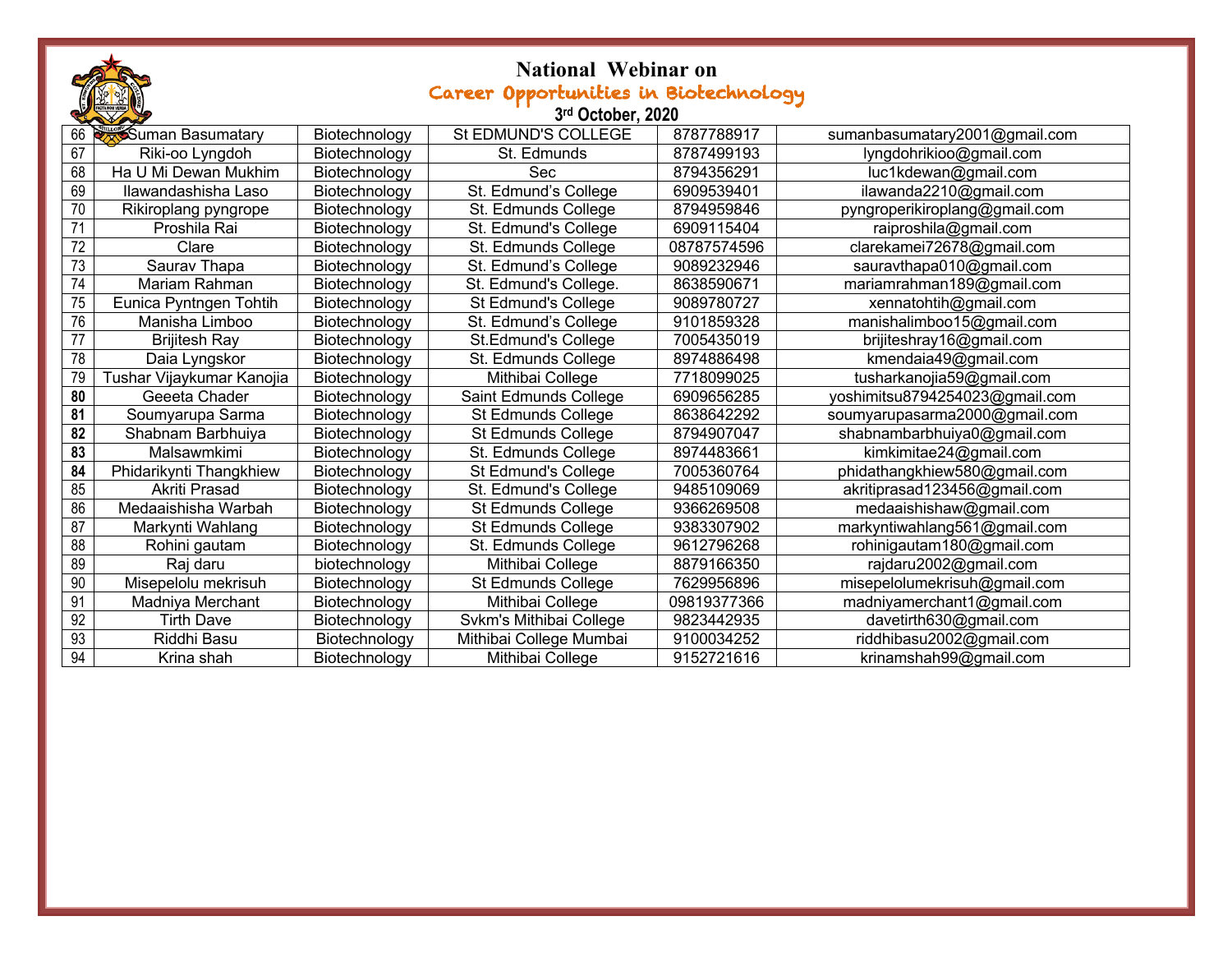# National Webinar on

## Career Opportunities in Biotechnology

**3rd October, 2020**

| | | | | | |
|---|---|---|---|---|---|
| 66 | Suman Basumatary | Biotechnology | St EDMUND'S COLLEGE | 8787788917 | sumanbasumatary2001@gmail.com |
| 67 | Riki-oo Lyngdoh | Biotechnology | St. Edmunds | 8787499193 | lyngdohrikioo@gmail.com |
| 68 | Ha U Mi Dewan Mukhim | Biotechnology | Sec | 8794356291 | luc1kdewan@gmail.com |
| 69 | Ilawandashisha Laso | Biotechnology | St. Edmund's College | 6909539401 | ilawanda2210@gmail.com |
| 70 | Rikiroplang pyngrope | Biotechnology | St. Edmunds College | 8794959846 | pyngroperikiroplang@gmail.com |
| 71 | Proshila Rai | Biotechnology | St. Edmund's College | 6909115404 | raiproshila@gmail.com |
| 72 | Clare | Biotechnology | St. Edmunds College | 08787574596 | clarekamei72678@gmail.com |
| 73 | Saurav Thapa | Biotechnology | St. Edmund's College | 9089232946 | sauravthapa010@gmail.com |
| 74 | Mariam Rahman | Biotechnology | St. Edmund's College. | 8638590671 | mariamrahman189@gmail.com |
| 75 | Eunica Pyntngen Tohtih | Biotechnology | St Edmund's College | 9089780727 | xennatohtih@gmail.com |
| 76 | Manisha Limboo | Biotechnology | St. Edmund's College | 9101859328 | manishalimboo15@gmail.com |
| 77 | Brijitesh Ray | Biotechnology | St.Edmund's College | 7005435019 | brijiteshray16@gmail.com |
| 78 | Daia Lyngskor | Biotechnology | St. Edmunds College | 8974886498 | kmendaia49@gmail.com |
| 79 | Tushar Vijaykumar Kanojia | Biotechnology | Mithibai College | 7718099025 | tusharkanojia59@gmail.com |
| **80** | Geeeta Chader | Biotechnology | Saint Edmunds College | 6909656285 | yoshimitsu8794254023@gmail.com |
| **81** | Soumyarupa Sarma | Biotechnology | St Edmunds College | 8638642292 | soumyarupasarma2000@gmail.com |
| **82** | Shabnam Barbhuiya | Biotechnology | St Edmunds College | 8794907047 | shabnambarbhuiya0@gmail.com |
| **83** | Malsawmkimi | Biotechnology | St. Edmunds College | 8974483661 | kimkimitae24@gmail.com |
| **84** | Phidarikynti Thangkhiew | Biotechnology | St Edmund's College | 7005360764 | phidathangkhiew580@gmail.com |
| 85 | Akriti Prasad | Biotechnology | St. Edmund's College | 9485109069 | akritiprasad123456@gmail.com |
| 86 | Medaaishisha Warbah | Biotechnology | St Edmunds College | 9366269508 | medaaishishaw@gmail.com |
| 87 | Markynti Wahlang | Biotechnology | St Edmunds College | 9383307902 | markyntiwahlang561@gmail.com |
| 88 | Rohini gautam | Biotechnology | St. Edmunds College | 9612796268 | rohinigautam180@gmail.com |
| 89 | Raj daru | biotechnology | Mithibai College | 8879166350 | rajdaru2002@gmail.com |
| 90 | Misepelolu mekrisuh | Biotechnology | St Edmunds College | 7629956896 | misepelolumekrisuh@gmail.com |
| 91 | Madniya Merchant | Biotechnology | Mithibai College | 09819377366 | madniyamerchant1@gmail.com |
| 92 | Tirth Dave | Biotechnology | Svkm's Mithibai College | 9823442935 | davetirth630@gmail.com |
| 93 | Riddhi Basu | Biotechnology | Mithibai College Mumbai | 9100034252 | riddhibasu2002@gmail.com |
| 94 | Krina shah | Biotechnology | Mithibai College | 9152721616 | krinamshah99@gmail.com |